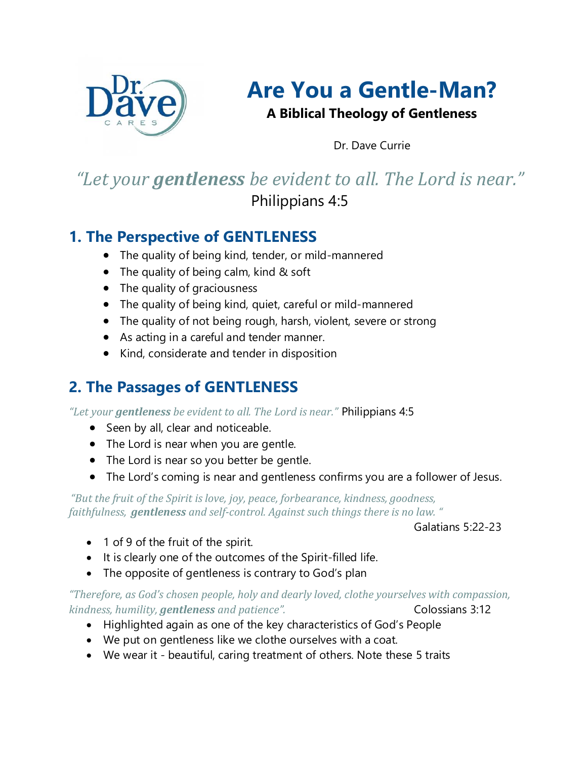# Are You a Gentle-Man?

### A Biblical Theology of Gentleness

Dr. Dave Currie

*"Let your **gentleness** be evident to all. The Lord is near."*
Philippians 4:5

## 1. The Perspective of GENTLENESS

- The quality of being kind, tender, or mild-mannered
- The quality of being calm, kind & soft
- The quality of graciousness
- The quality of being kind, quiet, careful or mild-mannered
- The quality of not being rough, harsh, violent, severe or strong
- As acting in a careful and tender manner.
- Kind, considerate and tender in disposition

## 2. The Passages of GENTLENESS

*"Let your **gentleness** be evident to all. The Lord is near."* Philippians 4:5

- Seen by all, clear and noticeable.
- The Lord is near when you are gentle.
- The Lord is near so you better be gentle.
- The Lord's coming is near and gentleness confirms you are a follower of Jesus.

*"But the fruit of the Spirit is love, joy, peace, forbearance, kindness, goodness, faithfulness, **gentleness** and self-control. Against such things there is no law. "*
Galatians 5:22-23

- 1 of 9 of the fruit of the spirit.
- It is clearly one of the outcomes of the Spirit-filled life.
- The opposite of gentleness is contrary to God's plan

*"Therefore, as God's chosen people, holy and dearly loved, clothe yourselves with compassion, kindness, humility, **gentleness** and patience".* Colossians 3:12

- Highlighted again as one of the key characteristics of God's People
- We put on gentleness like we clothe ourselves with a coat.
- We wear it - beautiful, caring treatment of others. Note these 5 traits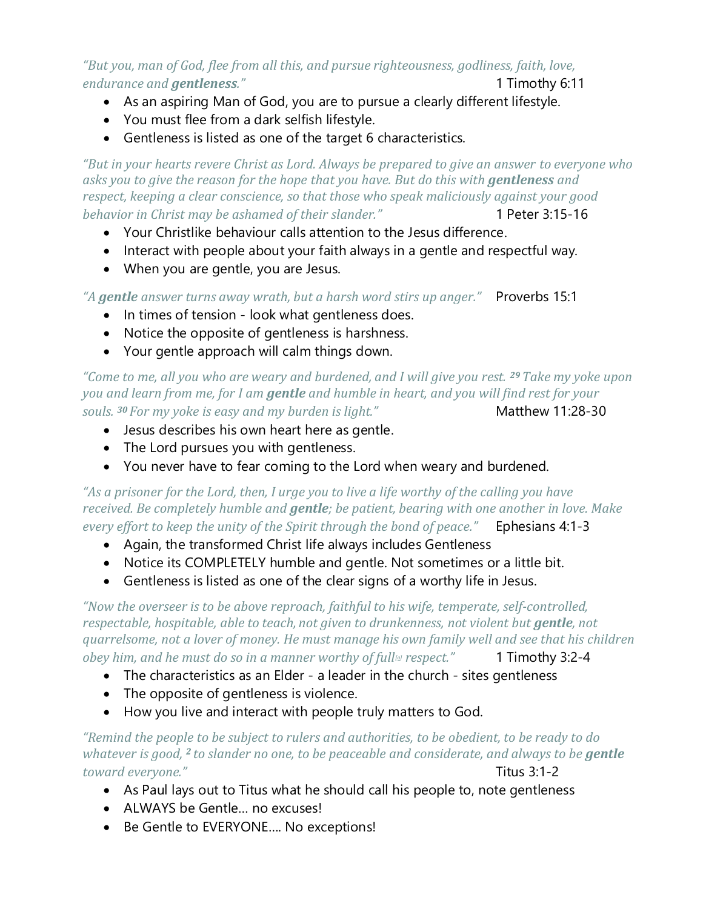*"But you, man of God, flee from all this, and pursue righteousness, godliness, faith, love, endurance and **gentleness**."* 1 Timothy 6:11

- As an aspiring Man of God, you are to pursue a clearly different lifestyle.
- You must flee from a dark selfish lifestyle.
- Gentleness is listed as one of the target 6 characteristics.

*"But in your hearts revere Christ as Lord. Always be prepared to give an answer to everyone who asks you to give the reason for the hope that you have. But do this with **gentleness** and respect, keeping a clear conscience, so that those who speak maliciously against your good behavior in Christ may be ashamed of their slander."* 1 Peter 3:15-16

- Your Christlike behaviour calls attention to the Jesus difference.
- Interact with people about your faith always in a gentle and respectful way.
- When you are gentle, you are Jesus.

*"A **gentle** answer turns away wrath, but a harsh word stirs up anger."* Proverbs 15:1

- In times of tension - look what gentleness does.
- Notice the opposite of gentleness is harshness.
- Your gentle approach will calm things down.

*"Come to me, all you who are weary and burdened, and I will give you rest. **29** Take my yoke upon you and learn from me, for I am **gentle** and humble in heart, and you will find rest for your souls. **30** For my yoke is easy and my burden is light."* Matthew 11:28-30

- Jesus describes his own heart here as gentle.
- The Lord pursues you with gentleness.
- You never have to fear coming to the Lord when weary and burdened.

*"As a prisoner for the Lord, then, I urge you to live a life worthy of the calling you have received. Be completely humble and **gentle**; be patient, bearing with one another in love. Make every effort to keep the unity of the Spirit through the bond of peace."* Ephesians 4:1-3

- Again, the transformed Christ life always includes Gentleness
- Notice its COMPLETELY humble and gentle. Not sometimes or a little bit.
- Gentleness is listed as one of the clear signs of a worthy life in Jesus.

*"Now the overseer is to be above reproach, faithful to his wife, temperate, self-controlled, respectable, hospitable, able to teach, not given to drunkenness, not violent but **gentle**, not quarrelsome, not a lover of money. He must manage his own family well and see that his children obey him, and he must do so in a manner worthy of full[a] respect."* 1 Timothy 3:2-4

- The characteristics as an Elder - a leader in the church - sites gentleness
- The opposite of gentleness is violence.
- How you live and interact with people truly matters to God.

*"Remind the people to be subject to rulers and authorities, to be obedient, to be ready to do whatever is good, **2** to slander no one, to be peaceable and considerate, and always to be **gentle** toward everyone."* Titus 3:1-2

- As Paul lays out to Titus what he should call his people to, note gentleness
- ALWAYS be Gentle… no excuses!
- Be Gentle to EVERYONE…. No exceptions!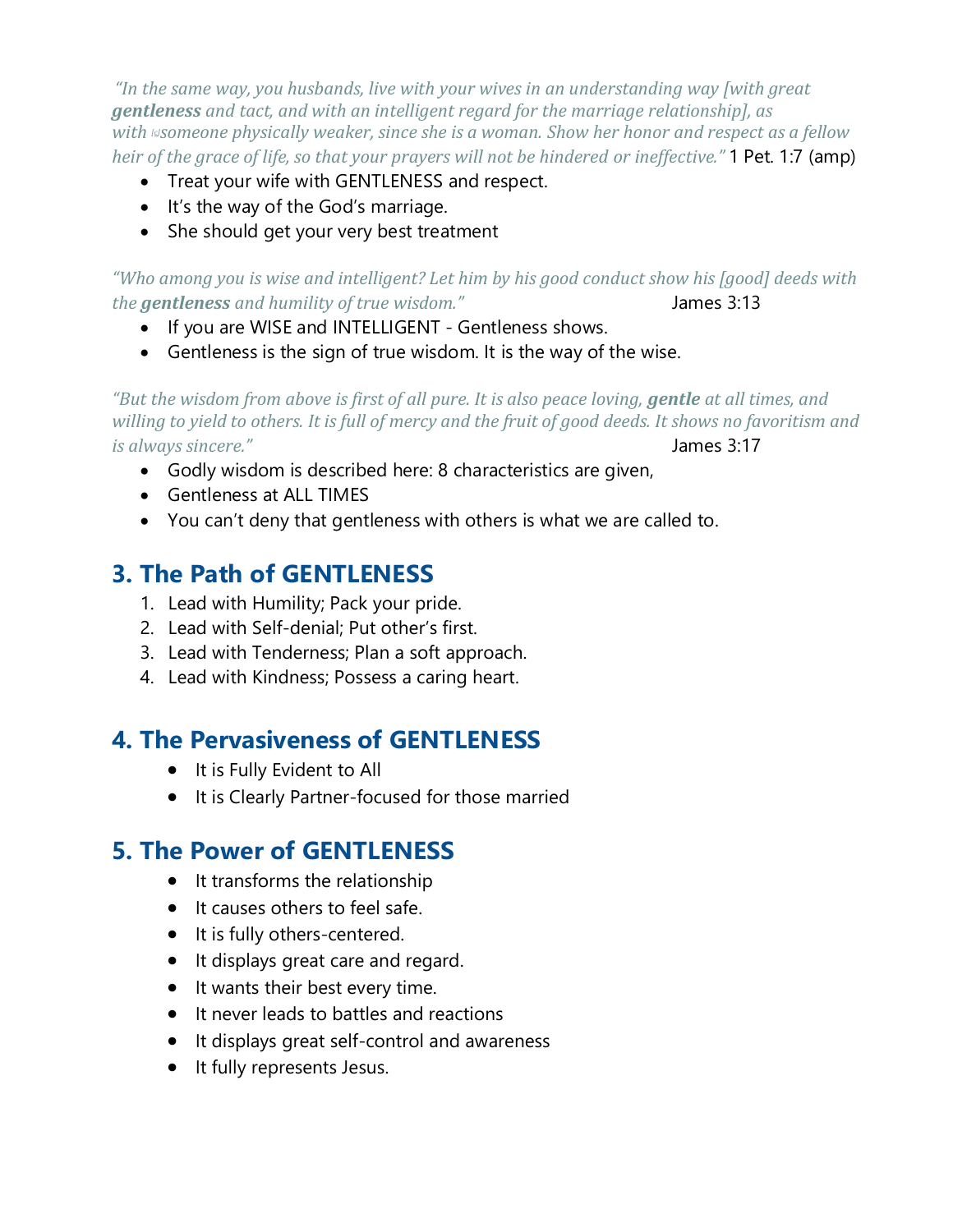*"In the same way, you husbands, live with your wives in an understanding way [with great **gentleness** and tact, and with an intelligent regard for the marriage relationship], as with [c]someone physically weaker, since she is a woman. Show her honor and respect as a fellow heir of the grace of life, so that your prayers will not be hindered or ineffective."* 1 Pet. 1:7 (amp)

- Treat your wife with GENTLENESS and respect.
- It's the way of the God's marriage.
- She should get your very best treatment

*"Who among you is wise and intelligent? Let him by his good conduct show his [good] deeds with the **gentleness** and humility of true wisdom."* James 3:13

- If you are WISE and INTELLIGENT - Gentleness shows.
- Gentleness is the sign of true wisdom. It is the way of the wise.

*"But the wisdom from above is first of all pure. It is also peace loving, **gentle** at all times, and willing to yield to others. It is full of mercy and the fruit of good deeds. It shows no favoritism and is always sincere."* James 3:17

- Godly wisdom is described here: 8 characteristics are given,
- Gentleness at ALL TIMES
- You can't deny that gentleness with others is what we are called to.

## 3. The Path of GENTLENESS

1. Lead with Humility; Pack your pride.
2. Lead with Self-denial; Put other's first.
3. Lead with Tenderness; Plan a soft approach.
4. Lead with Kindness; Possess a caring heart.

## 4. The Pervasiveness of GENTLENESS

- It is Fully Evident to All
- It is Clearly Partner-focused for those married

## 5. The Power of GENTLENESS

- It transforms the relationship
- It causes others to feel safe.
- It is fully others-centered.
- It displays great care and regard.
- It wants their best every time.
- It never leads to battles and reactions
- It displays great self-control and awareness
- It fully represents Jesus.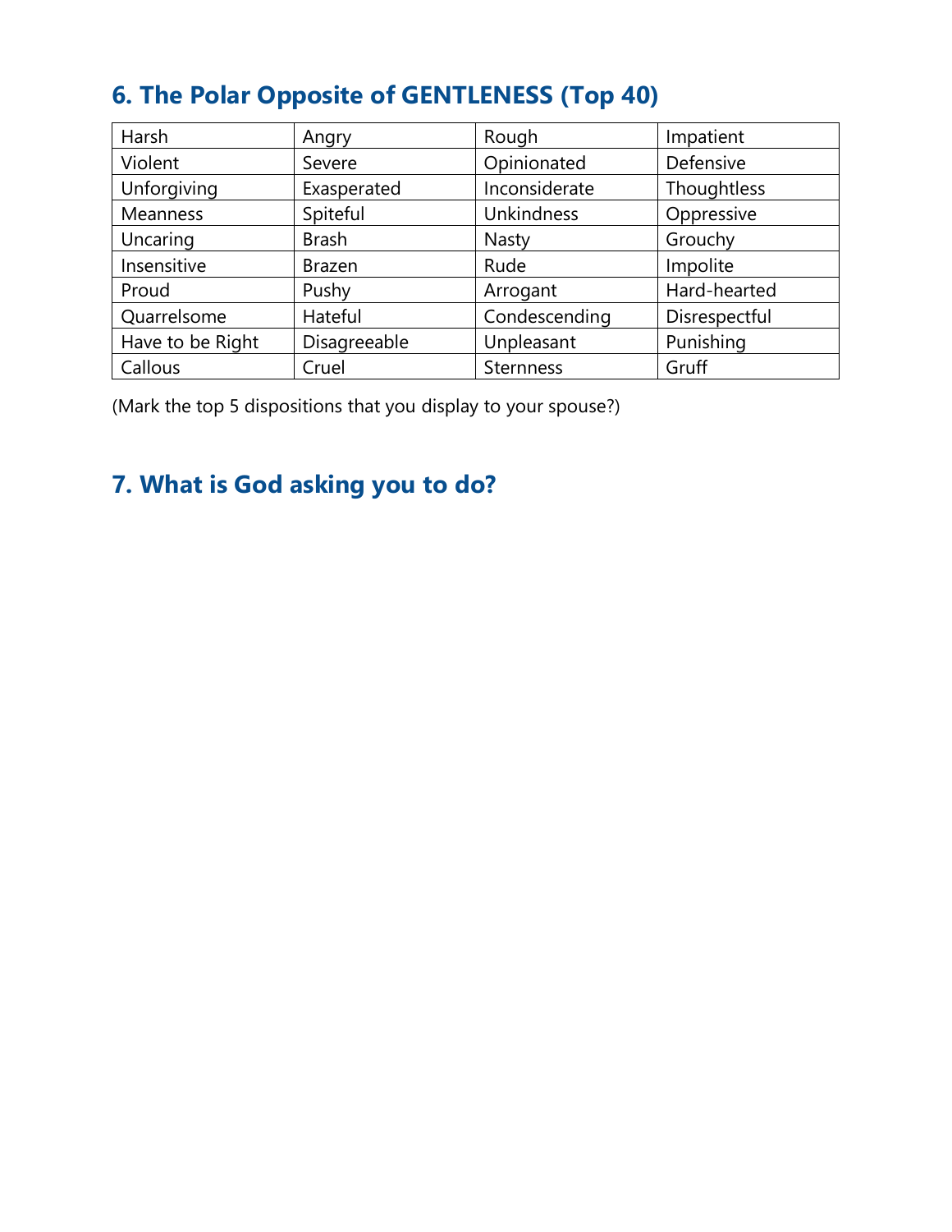## 6. The Polar Opposite of GENTLENESS (Top 40)

| | | | |
|---|---|---|---|
| Harsh | Angry | Rough | Impatient |
| Violent | Severe | Opinionated | Defensive |
| Unforgiving | Exasperated | Inconsiderate | Thoughtless |
| Meanness | Spiteful | Unkindness | Oppressive |
| Uncaring | Brash | Nasty | Grouchy |
| Insensitive | Brazen | Rude | Impolite |
| Proud | Pushy | Arrogant | Hard-hearted |
| Quarrelsome | Hateful | Condescending | Disrespectful |
| Have to be Right | Disagreeable | Unpleasant | Punishing |
| Callous | Cruel | Sternness | Gruff |

(Mark the top 5 dispositions that you display to your spouse?)

## 7. What is God asking you to do?